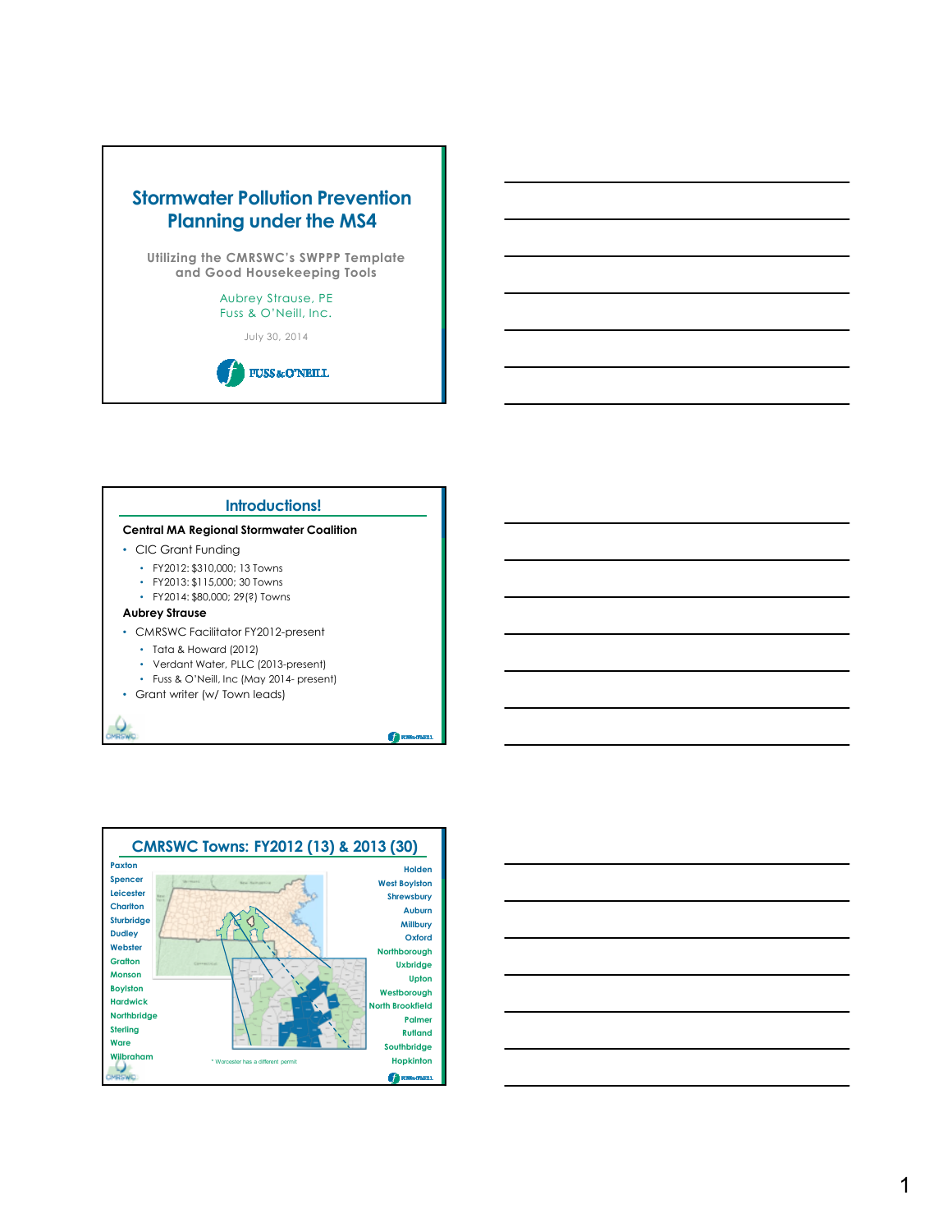# Stormwater Pollution Prevention Planning under the MS4

Utilizing the CMRSWC's SWPPP Template and Good Housekeeping Tools

Aubrey Strause, PE
Fuss & O'Neill, Inc.

July 30, 2014

FUSS & O'NEILL

## Introductions!

**Central MA Regional Stormwater Coalition**

- CIC Grant Funding
  - FY2012: $310,000; 13 Towns
  - FY2013: $115,000; 30 Towns
  - FY2014: $80,000; 29(?) Towns

**Aubrey Strause**

- CMRSWC Facilitator FY2012-present
  - Tata & Howard (2012)
  - Verdant Water, PLLC (2013-present)
  - Fuss & O'Neill, Inc (May 2014- present)
- Grant writer (w/ Town leads)

## CMRSWC Towns: FY2012 (13) & 2013 (30)

Paxton
Spencer
Leicester
Charlton
Sturbridge
Dudley
Webster
Grafton
Monson
Boylston
Hardwick
Northbridge
Sterling
Ware
Wilbraham

Holden
West Boylston
Shrewsbury
Auburn
Millbury
Oxford
Northborough
Uxbridge
Upton
Westborough
North Brookfield
Palmer
Rutland
Southbridge
Hopkinton

\* Worcester has a different permit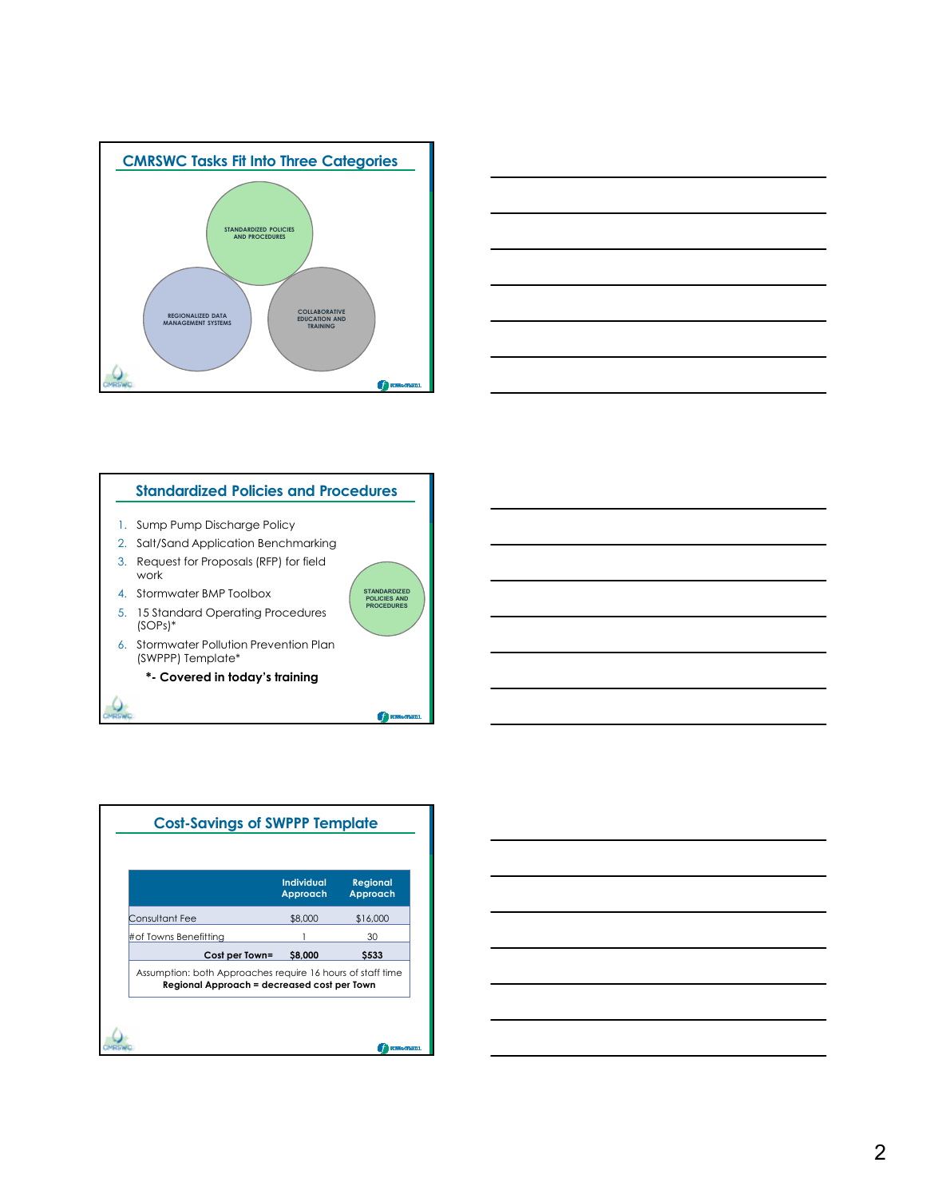## CMRSWC Tasks Fit Into Three Categories

STANDARDIZED POLICIES AND PROCEDURES

REGIONALIZED DATA MANAGEMENT SYSTEMS

COLLABORATIVE EDUCATION AND TRAINING

## Standardized Policies and Procedures

1. Sump Pump Discharge Policy
2. Salt/Sand Application Benchmarking
3. Request for Proposals (RFP) for field work
4. Stormwater BMP Toolbox
5. 15 Standard Operating Procedures (SOPs)*
6. Stormwater Pollution Prevention Plan (SWPPP) Template*

**\*- Covered in today's training**

STANDARDIZED POLICIES AND PROCEDURES

## Cost-Savings of SWPPP Template

| | Individual Approach | Regional Approach |
|---|---|---|
| Consultant Fee | $8,000 | $16,000 |
| #of Towns Benefitting | 1 | 30 |
| **Cost per Town=** | **$8,000** | **$533** |

Assumption: both Approaches require 16 hours of staff time
**Regional Approach = decreased cost per Town**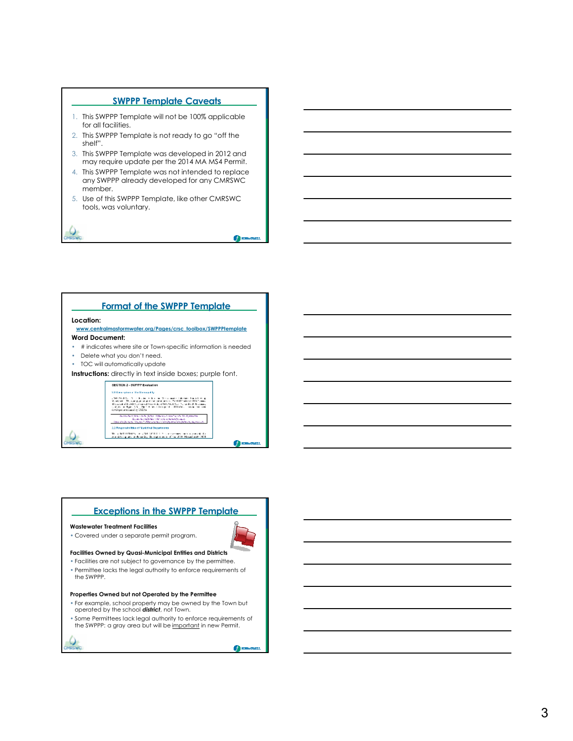## SWPPP Template Caveats

1. This SWPPP Template will not be 100% applicable for all facilities.
2. This SWPPP Template is not ready to go "off the shelf".
3. This SWPPP Template was developed in 2012 and may require update per the 2014 MA MS4 Permit.
4. This SWPPP Template was not intended to replace any SWPPP already developed for any CMRSWC member.
5. Use of this SWPPP Template, like other CMRSWC tools, was voluntary.

## Format of the SWPPP Template

**Location:**

www.centralmastormwater.org/Pages/crsc_toolbox/SWPPPtemplate

**Word Document:**

- # indicates where site or Town-specific information is needed
- Delete what you don't need.
- TOC will automatically update

**Instructions:** directly in text inside boxes; purple font.

## Exceptions in the SWPPP Template

**Wastewater Treatment Facilities**

- Covered under a separate permit program.

**Facilities Owned by Quasi-Municipal Entities and Districts**

- Facilities are not subject to governance by the permittee.
- Permittee lacks the legal authority to enforce requirements of the SWPPP.

**Properties Owned but not Operated by the Permittee**

- For example, school property may be owned by the Town but operated by the school ***district***, not Town.
- Some Permittees lack legal authority to enforce requirements of the SWPPP: a gray area but will be important in new Permit.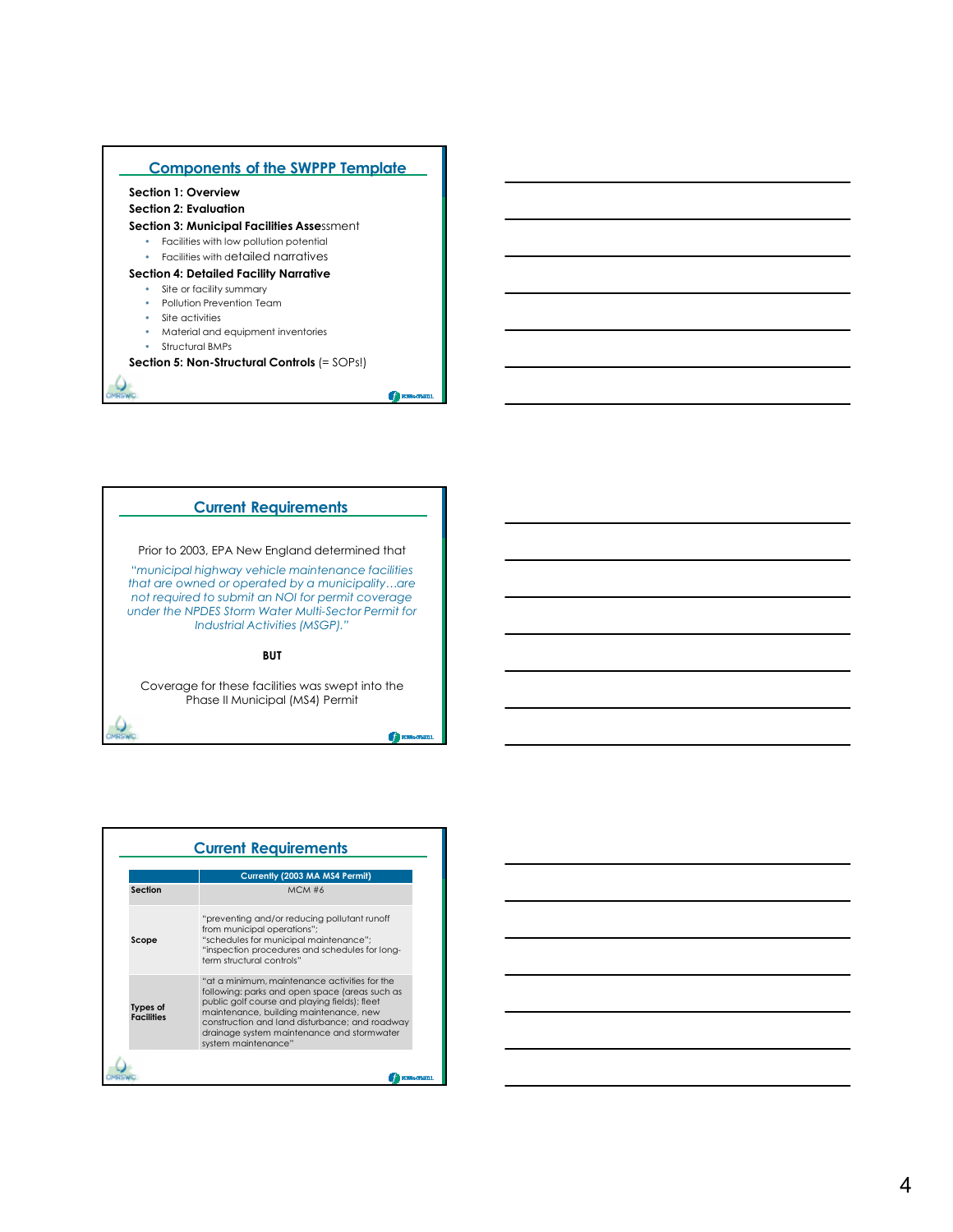## Components of the SWPPP Template

**Section 1: Overview**

**Section 2: Evaluation**

**Section 3: Municipal Facilities Assessment**

- Facilities with low pollution potential
- Facilities with detailed narratives

**Section 4: Detailed Facility Narrative**

- Site or facility summary
- Pollution Prevention Team
- Site activities
- Material and equipment inventories
- Structural BMPs

**Section 5: Non-Structural Controls** (= SOPs!)

## Current Requirements

Prior to 2003, EPA New England determined that

*"municipal highway vehicle maintenance facilities that are owned or operated by a municipality…are not required to submit an NOI for permit coverage under the NPDES Storm Water Multi-Sector Permit for Industrial Activities (MSGP)."*

**BUT**

Coverage for these facilities was swept into the Phase II Municipal (MS4) Permit

## Current Requirements

| | Currently (2003 MA MS4 Permit) |
|---|---|
| **Section** | MCM #6 |
| **Scope** | "preventing and/or reducing pollutant runoff from municipal operations"; "schedules for municipal maintenance"; "inspection procedures and schedules for long-term structural controls" |
| **Types of Facilities** | "at a minimum, maintenance activities for the following: parks and open space (areas such as public golf course and playing fields); fleet maintenance, building maintenance, new construction and land disturbance; and roadway drainage system maintenance and stormwater system maintenance" |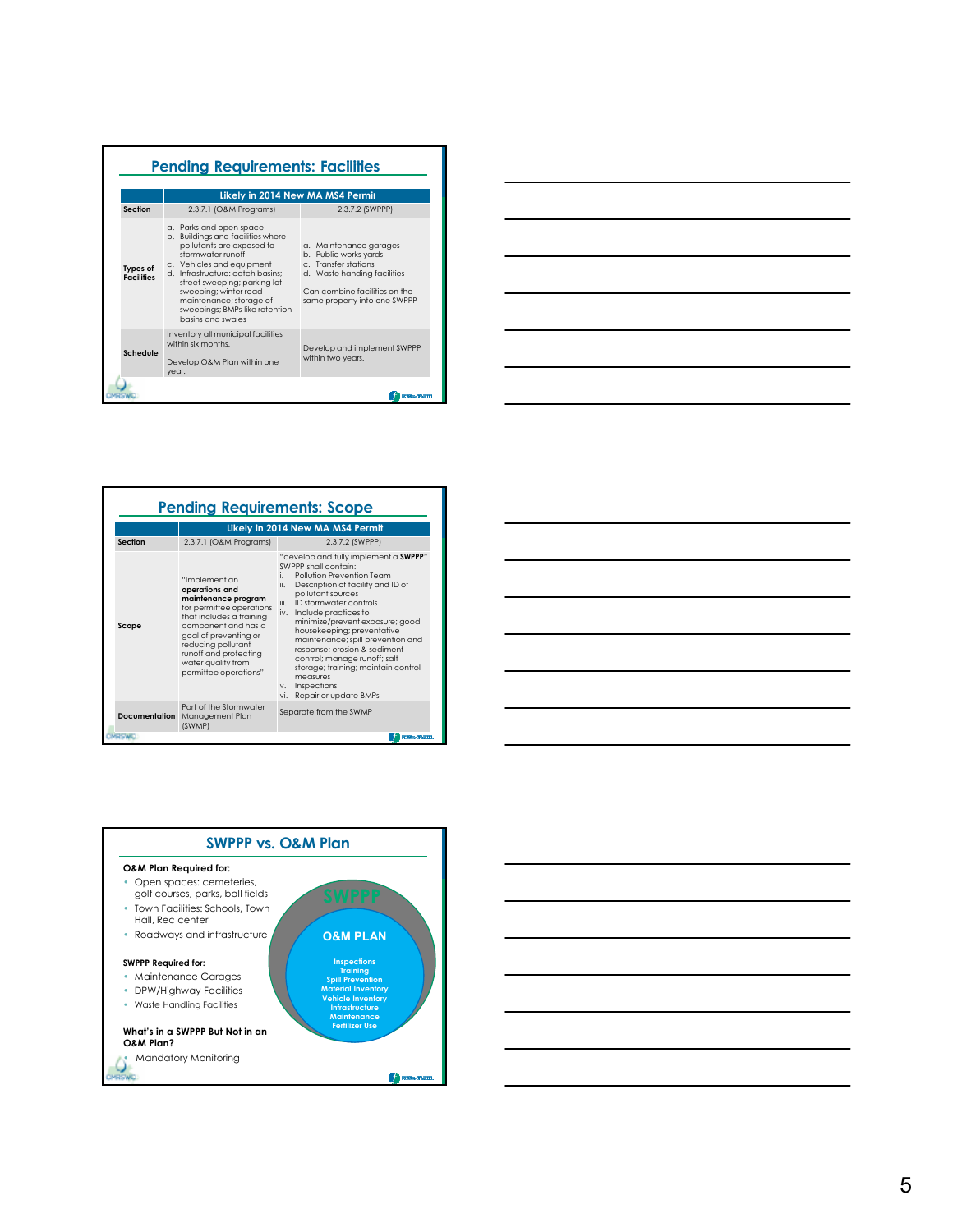## Pending Requirements: Facilities

| | Likely in 2014 New MA MS4 Permit | |
|---|---|---|
| **Section** | 2.3.7.1 (O&M Programs) | 2.3.7.2 (SWPPP) |
| **Types of Facilities** | a. Parks and open space<br>b. Buildings and facilities where pollutants are exposed to stormwater runoff<br>c. Vehicles and equipment<br>d. Infrastructure: catch basins; street sweeping; parking lot sweeping; winter road maintenance; storage of sweepings; BMPs like retention basins and swales | a. Maintenance garages<br>b. Public works yards<br>c. Transfer stations<br>d. Waste handing facilities<br><br>Can combine facilities on the same property into one SWPPP |
| **Schedule** | Inventory all municipal facilities within six months.<br><br>Develop O&M Plan within one year. | Develop and implement SWPPP within two years. |

## Pending Requirements: Scope

| | Likely in 2014 New MA MS4 Permit | |
|---|---|---|
| **Section** | 2.3.7.1 (O&M Programs) | 2.3.7.2 (SWPPP) |
| **Scope** | "Implement an **operations and maintenance program** for permittee operations that includes a training component and has a goal of preventing or reducing pollutant runoff and protecting water quality from permittee operations" | "develop and fully implement a **SWPPP**"<br>SWPPP shall contain:<br>i. Pollution Prevention Team<br>ii. Description of facility and ID of pollutant sources<br>iii. ID stormwater controls<br>iv. Include practices to minimize/prevent exposure; good housekeeping; preventative maintenance; spill prevention and response; erosion & sediment control; manage runoff; salt storage; training; maintain control measures<br>v. Inspections<br>vi. Repair or update BMPs |
| **Documentation** | Part of the Stormwater Management Plan (SWMP) | Separate from the SWMP |

## SWPPP vs. O&M Plan

**O&M Plan Required for:**

- Open spaces: cemeteries, golf courses, parks, ball fields
- Town Facilities: Schools, Town Hall, Rec center
- Roadways and infrastructure

**SWPPP Required for:**

- Maintenance Garages
- DPW/Highway Facilities
- Waste Handling Facilities

**What's in a SWPPP But Not in an O&M Plan?**

- Mandatory Monitoring

SWPPP

O&M PLAN

Inspections
Training
Spill Prevention
Material Inventory
Vehicle Inventory
Infrastructure
Maintenance
Fertilizer Use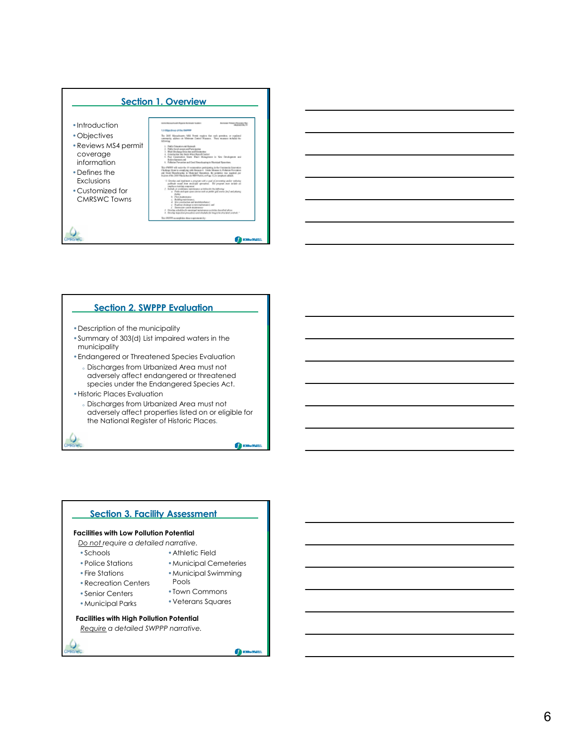## Section 1. Overview

- Introduction
- Objectives
- Reviews MS4 permit coverage information
- Defines the Exclusions
- Customized for CMRSWC Towns

## Section 2. SWPPP Evaluation

- Description of the municipality
- Summary of 303(d) List impaired waters in the municipality
- Endangered or Threatened Species Evaluation
  - Discharges from Urbanized Area must not adversely affect endangered or threatened species under the Endangered Species Act.
- Historic Places Evaluation
  - Discharges from Urbanized Area must not adversely affect properties listed on or eligible for the National Register of Historic Places.

## Section 3. Facility Assessment

**Facilities with Low Pollution Potential**

*Do not require a detailed narrative.*

- Schools
- Police Stations
- Fire Stations
- Recreation Centers
- Senior Centers
- Municipal Parks
- Athletic Field
- Municipal Cemeteries
- Municipal Swimming Pools
- Town Commons
- Veterans Squares

**Facilities with High Pollution Potential**

*Require a detailed SWPPP narrative.*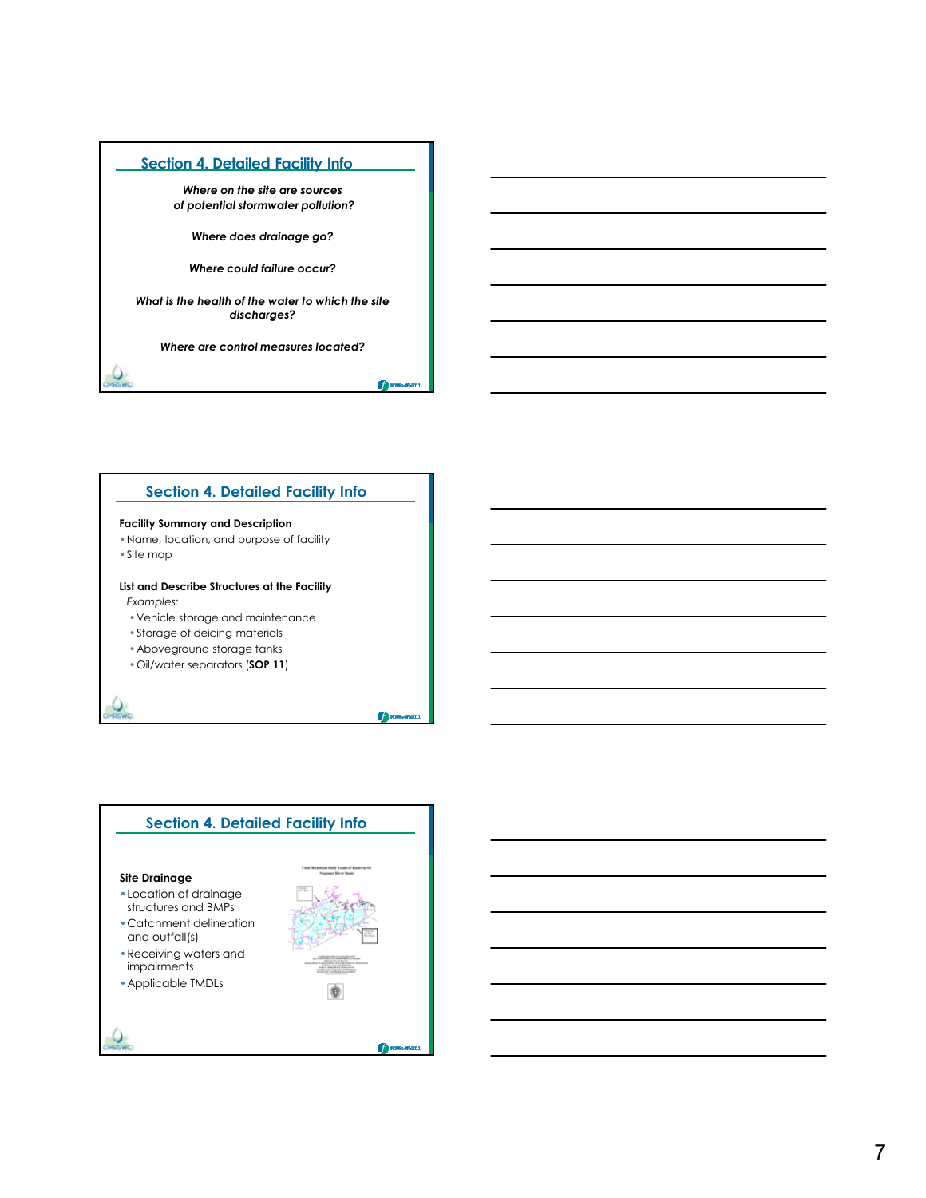## Section 4. Detailed Facility Info

*Where on the site are sources of potential stormwater pollution?*

*Where does drainage go?*

*Where could failure occur?*

*What is the health of the water to which the site discharges?*

*Where are control measures located?*

## Section 4. Detailed Facility Info

**Facility Summary and Description**

- Name, location, and purpose of facility
- Site map

**List and Describe Structures at the Facility**

*Examples:*

- Vehicle storage and maintenance
- Storage of deicing materials
- Aboveground storage tanks
- Oil/water separators (**SOP 11**)

## Section 4. Detailed Facility Info

**Site Drainage**

- Location of drainage structures and BMPs
- Catchment delineation and outfall(s)
- Receiving waters and impairments
- Applicable TMDLs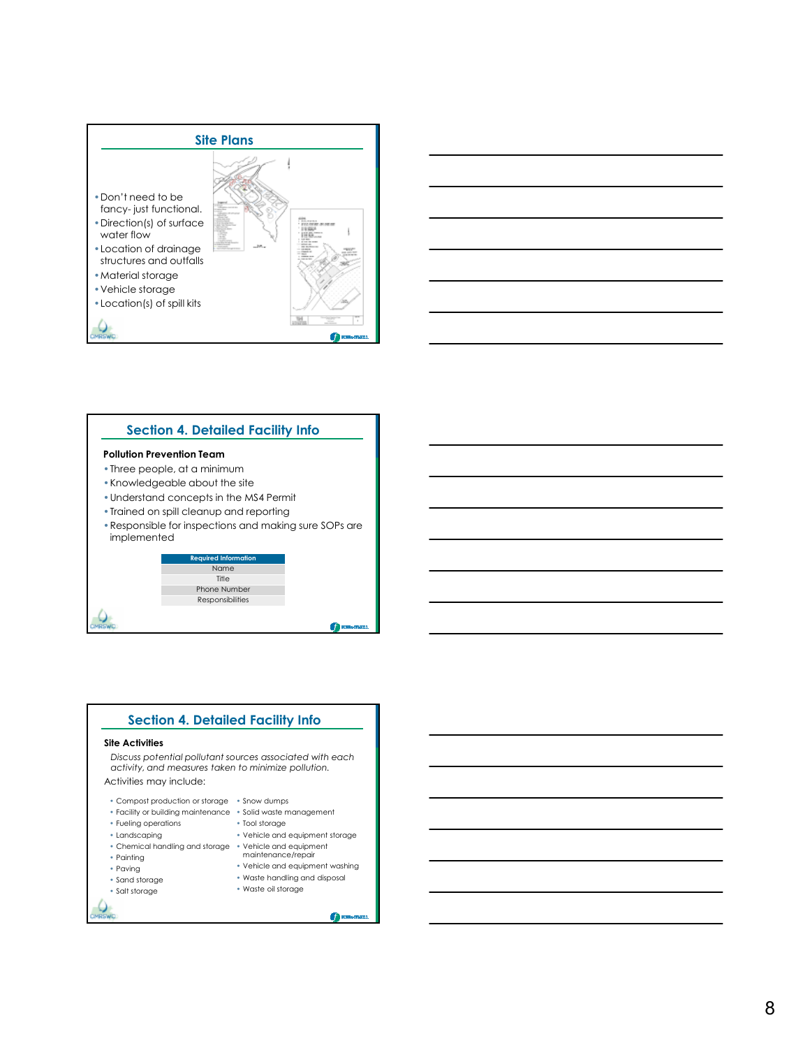## Site Plans

- Don't need to be fancy- just functional.
- Direction(s) of surface water flow
- Location of drainage structures and outfalls
- Material storage
- Vehicle storage
- Location(s) of spill kits

## Section 4. Detailed Facility Info

**Pollution Prevention Team**

- Three people, at a minimum
- Knowledgeable about the site
- Understand concepts in the MS4 Permit
- Trained on spill cleanup and reporting
- Responsible for inspections and making sure SOPs are implemented

| Required Information |
| --- |
| Name |
| Title |
| Phone Number |
| Responsibilities |

## Section 4. Detailed Facility Info

**Site Activities**

*Discuss potential pollutant sources associated with each activity, and measures taken to minimize pollution.*

Activities may include:

- Compost production or storage
- Facility or building maintenance
- Fueling operations
- Landscaping
- Chemical handling and storage
- Painting
- Paving
- Sand storage
- Salt storage
- Snow dumps
- Solid waste management
- Tool storage
- Vehicle and equipment storage
- Vehicle and equipment maintenance/repair
- Vehicle and equipment washing
- Waste handling and disposal
- Waste oil storage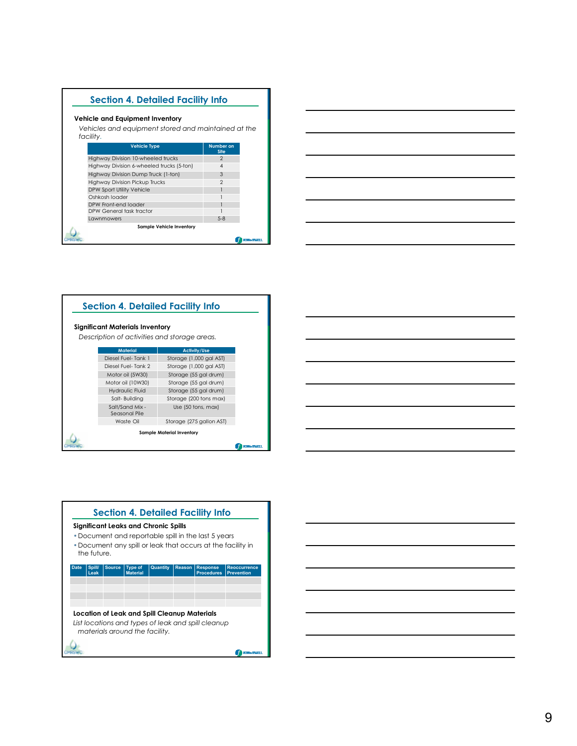## Section 4. Detailed Facility Info

**Vehicle and Equipment Inventory**

*Vehicles and equipment stored and maintained at the facility.*

| Vehicle Type | Number on Site |
|---|---|
| Highway Division 10-wheeled trucks | 2 |
| Highway Division 6-wheeled trucks (5-ton) | 4 |
| Highway Division Dump Truck (1-ton) | 3 |
| Highway Division Pickup Trucks | 2 |
| DPW Sport Utility Vehicle | 1 |
| Oshkosh loader | 1 |
| DPW Front-end loader | 1 |
| DPW General task tractor | 1 |
| Lawnmowers | 5-8 |

**Sample Vehicle Inventory**

## Section 4. Detailed Facility Info

**Significant Materials Inventory**

*Description of activities and storage areas.*

| Material | Activity/Use |
|---|---|
| Diesel Fuel- Tank 1 | Storage (1,000 gal AST) |
| Diesel Fuel- Tank 2 | Storage (1,000 gal AST) |
| Motor oil (5W30) | Storage (55 gal drum) |
| Motor oil (10W30) | Storage (55 gal drum) |
| Hydraulic Fluid | Storage (55 gal drum) |
| Salt- Building | Storage (200 tons max) |
| Salt/Sand Mix - Seasonal Pile | Use (50 tons, max) |
| Waste Oil | Storage (275 gallon AST) |

**Sample Material Inventory**

## Section 4. Detailed Facility Info

**Significant Leaks and Chronic Spills**

- Document and reportable spill in the last 5 years
- Document any spill or leak that occurs at the facility in the future.

| Date | Spill/ Leak | Source | Type of Material | Quantity | Reason | Response Procedures | Reoccurrence Prevention |
|---|---|---|---|---|---|---|---|
| | | | | | | | |
| | | | | | | | |
| | | | | | | | |
| | | | | | | | |

**Location of Leak and Spill Cleanup Materials**

*List locations and types of leak and spill cleanup materials around the facility.*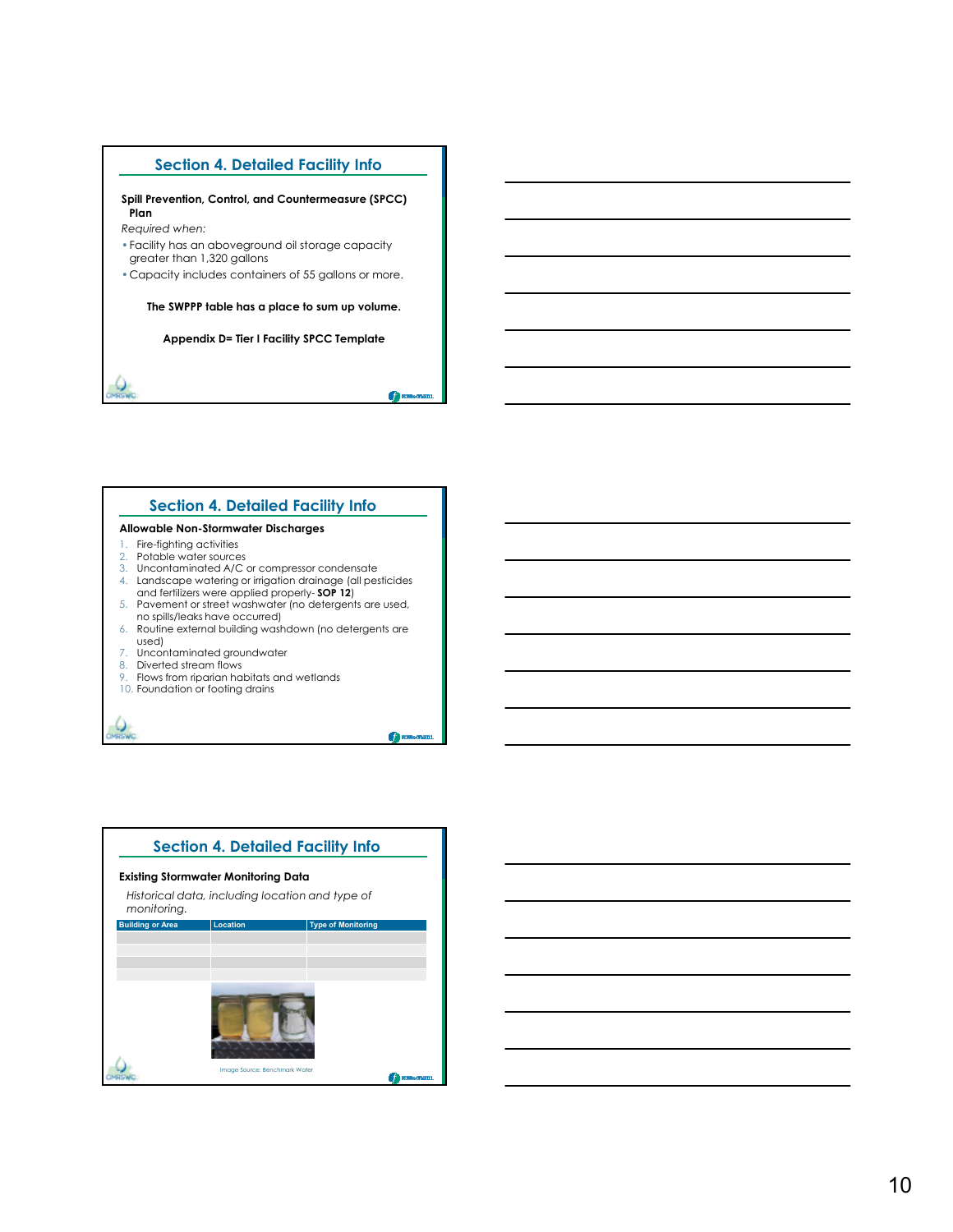## Section 4. Detailed Facility Info

**Spill Prevention, Control, and Countermeasure (SPCC) Plan**

*Required when:*

- Facility has an aboveground oil storage capacity greater than 1,320 gallons
- Capacity includes containers of 55 gallons or more.

**The SWPPP table has a place to sum up volume.**

**Appendix D= Tier I Facility SPCC Template**

## Section 4. Detailed Facility Info

**Allowable Non-Stormwater Discharges**

1. Fire-fighting activities
2. Potable water sources
3. Uncontaminated A/C or compressor condensate
4. Landscape watering or irrigation drainage (all pesticides and fertilizers were applied properly- **SOP 12**)
5. Pavement or street washwater (no detergents are used, no spills/leaks have occurred)
6. Routine external building washdown (no detergents are used)
7. Uncontaminated groundwater
8. Diverted stream flows
9. Flows from riparian habitats and wetlands
10. Foundation or footing drains

## Section 4. Detailed Facility Info

**Existing Stormwater Monitoring Data**

*Historical data, including location and type of monitoring.*

| Building or Area | Location | Type of Monitoring |
|---|---|---|
| | | |
| | | |
| | | |
| | | |

Image Source: Benchmark Water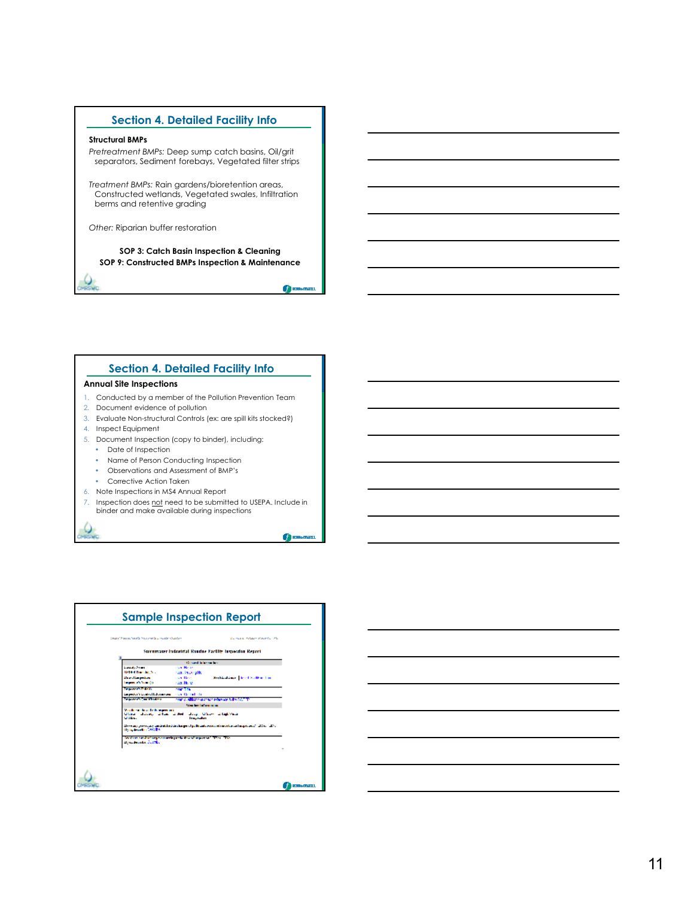## Section 4. Detailed Facility Info

**Structural BMPs**

*Pretreatment BMPs:* Deep sump catch basins, Oil/grit separators, Sediment forebays, Vegetated filter strips

*Treatment BMPs:* Rain gardens/bioretention areas, Constructed wetlands, Vegetated swales, Infiltration berms and retentive grading

*Other:* Riparian buffer restoration

**SOP 3: Catch Basin Inspection & Cleaning**
**SOP 9: Constructed BMPs Inspection & Maintenance**

## Section 4. Detailed Facility Info

**Annual Site Inspections**

1. Conducted by a member of the Pollution Prevention Team
2. Document evidence of pollution
3. Evaluate Non-structural Controls (ex: are spill kits stocked?)
4. Inspect Equipment
5. Document Inspection (copy to binder), including:
   - Date of Inspection
   - Name of Person Conducting Inspection
   - Observations and Assessment of BMP's
   - Corrective Action Taken
6. Note Inspections in MS4 Annual Report
7. Inspection does not need to be submitted to USEPA. Include in binder and make available during inspections

## Sample Inspection Report

Stormwater Industrial Routine Facility Inspection Report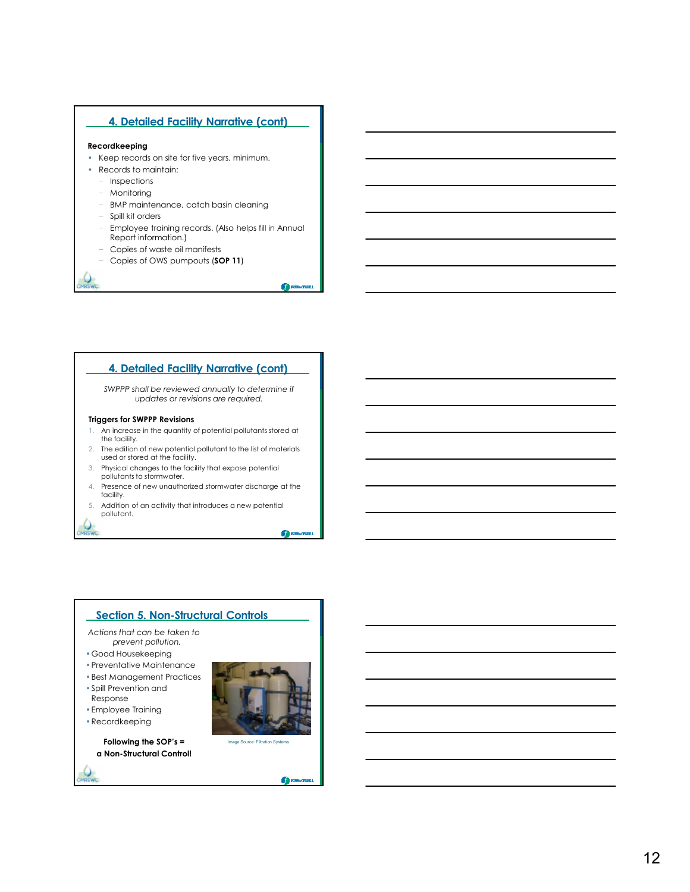## 4. Detailed Facility Narrative (cont)

**Recordkeeping**

- Keep records on site for five years, minimum.
- Records to maintain:
  - Inspections
  - Monitoring
  - BMP maintenance, catch basin cleaning
  - Spill kit orders
  - Employee training records. (Also helps fill in Annual Report information.)
  - Copies of waste oil manifests
  - Copies of OWS pumpouts (**SOP 11**)

## 4. Detailed Facility Narrative (cont)

*SWPPP shall be reviewed annually to determine if updates or revisions are required.*

**Triggers for SWPPP Revisions**

1. An increase in the quantity of potential pollutants stored at the facility.
2. The edition of new potential pollutant to the list of materials used or stored at the facility.
3. Physical changes to the facility that expose potential pollutants to stormwater.
4. Presence of new unauthorized stormwater discharge at the facility.
5. Addition of an activity that introduces a new potential pollutant.

## Section 5. Non-Structural Controls

*Actions that can be taken to prevent pollution.*

- Good Housekeeping
- Preventative Maintenance
- Best Management Practices
- Spill Prevention and Response
- Employee Training
- Recordkeeping

**Following the SOP's = a Non-Structural Control!**

Image Source: Filtration Systems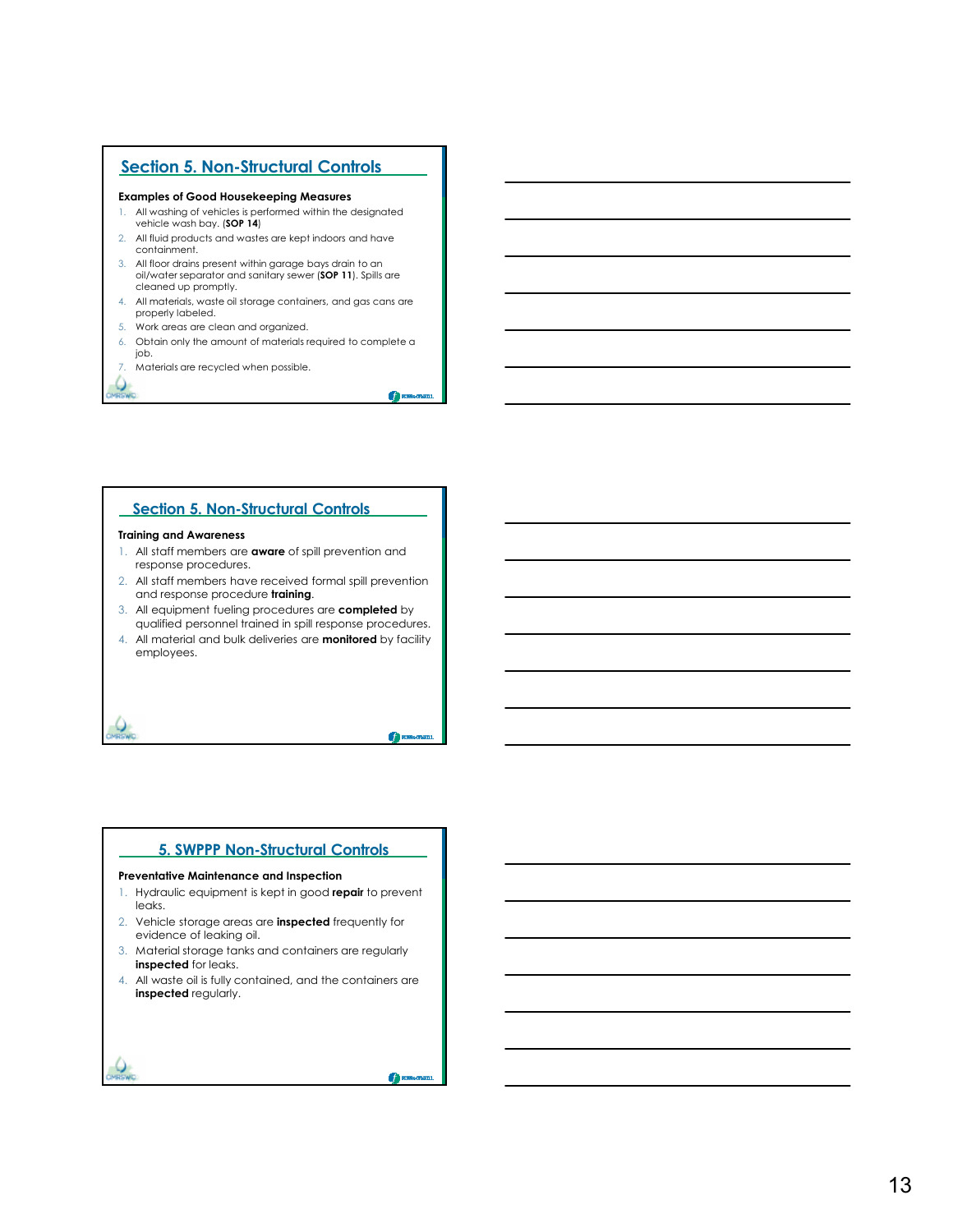## Section 5. Non-Structural Controls

**Examples of Good Housekeeping Measures**

1. All washing of vehicles is performed within the designated vehicle wash bay. (**SOP 14**)
2. All fluid products and wastes are kept indoors and have containment.
3. All floor drains present within garage bays drain to an oil/water separator and sanitary sewer (**SOP 11**). Spills are cleaned up promptly.
4. All materials, waste oil storage containers, and gas cans are properly labeled.
5. Work areas are clean and organized.
6. Obtain only the amount of materials required to complete a job.
7. Materials are recycled when possible.

## Section 5. Non-Structural Controls

**Training and Awareness**

1. All staff members are **aware** of spill prevention and response procedures.
2. All staff members have received formal spill prevention and response procedure **training**.
3. All equipment fueling procedures are **completed** by qualified personnel trained in spill response procedures.
4. All material and bulk deliveries are **monitored** by facility employees.

## 5. SWPPP Non-Structural Controls

**Preventative Maintenance and Inspection**

1. Hydraulic equipment is kept in good **repair** to prevent leaks.
2. Vehicle storage areas are **inspected** frequently for evidence of leaking oil.
3. Material storage tanks and containers are regularly **inspected** for leaks.
4. All waste oil is fully contained, and the containers are **inspected** regularly.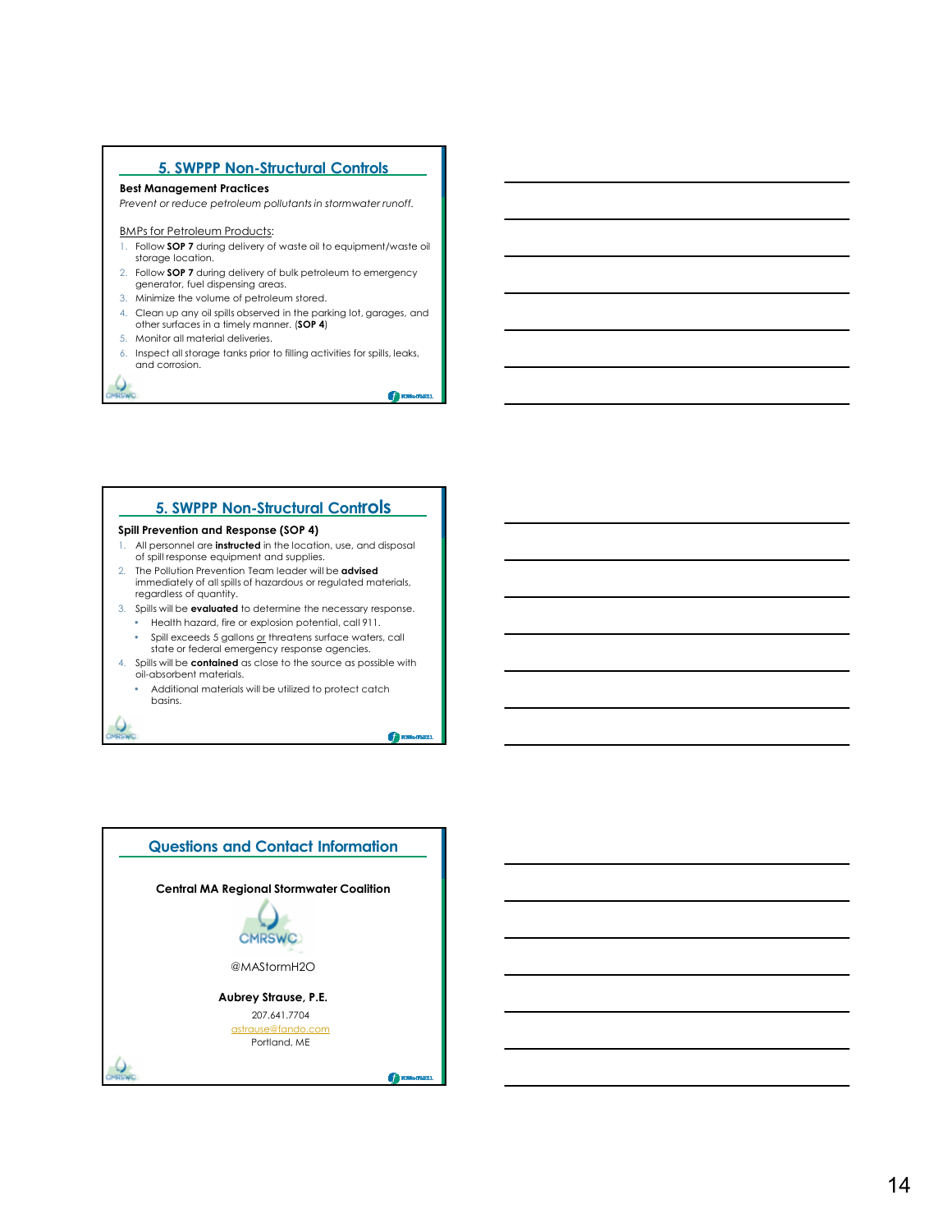## 5. SWPPP Non-Structural Controls

**Best Management Practices**

*Prevent or reduce petroleum pollutants in stormwater runoff.*

BMPs for Petroleum Products:

1. Follow **SOP 7** during delivery of waste oil to equipment/waste oil storage location.
2. Follow **SOP 7** during delivery of bulk petroleum to emergency generator, fuel dispensing areas.
3. Minimize the volume of petroleum stored.
4. Clean up any oil spills observed in the parking lot, garages, and other surfaces in a timely manner. (**SOP 4**)
5. Monitor all material deliveries.
6. Inspect all storage tanks prior to filling activities for spills, leaks, and corrosion.

## 5. SWPPP Non-Structural Controls

**Spill Prevention and Response (SOP 4)**

1. All personnel are **instructed** in the location, use, and disposal of spill response equipment and supplies.
2. The Pollution Prevention Team leader will be **advised** immediately of all spills of hazardous or regulated materials, regardless of quantity.
3. Spills will be **evaluated** to determine the necessary response.
   - Health hazard, fire or explosion potential, call 911.
   - Spill exceeds 5 gallons or threatens surface waters, call state or federal emergency response agencies.
4. Spills will be **contained** as close to the source as possible with oil-absorbent materials.
   - Additional materials will be utilized to protect catch basins.

## Questions and Contact Information

**Central MA Regional Stormwater Coalition**

CMRSWC

@MAStormH2O

**Aubrey Strause, P.E.**

207.641.7704

astrause@fando.com

Portland, ME